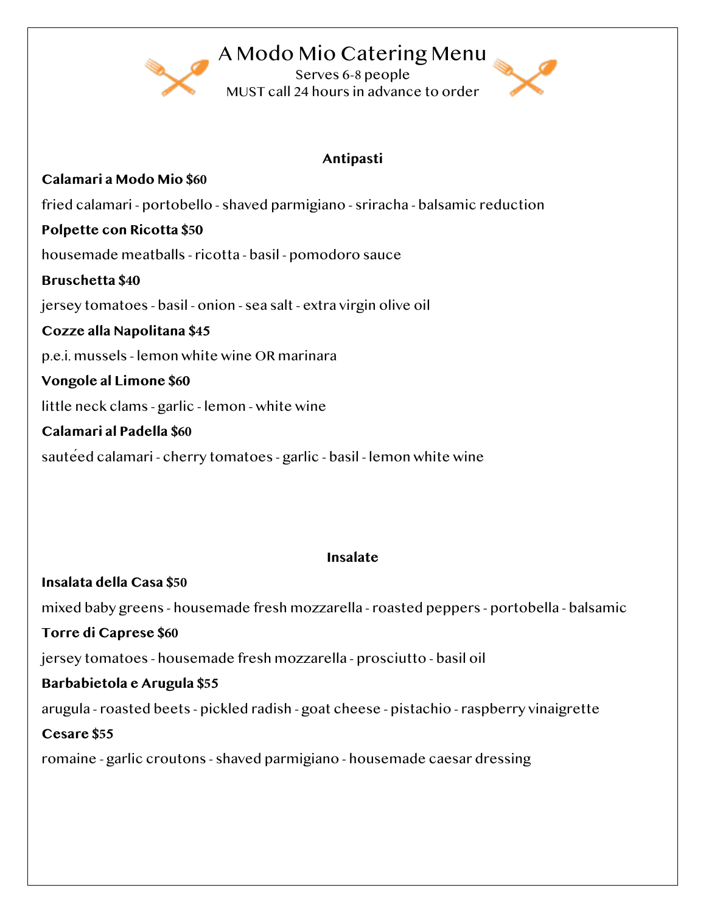# A Modo Mio Catering Menu

Serves 6-8 people

MUST call 24 hours in advance to order

## Antipasti

**Calamari a Modo Mio $60**

fried calamari - portobello - shaved parmigiano - sriracha - balsamic reduction

**Polpette con Ricotta $50**

housemade meatballs - ricotta - basil - pomodoro sauce

**Bruschetta $40**

jersey tomatoes - basil - onion - sea salt - extra virgin olive oil

**Cozze alla Napolitana $45**

p.e.i. mussels - lemon white wine OR marinara

**Vongole al Limone $60**

little neck clams - garlic - lemon - white wine

**Calamari al Padella $60**

sautéed calamari - cherry tomatoes - garlic - basil - lemon white wine

## Insalate

**Insalata della Casa $50**

mixed baby greens - housemade fresh mozzarella - roasted peppers - portobella - balsamic

**Torre di Caprese $60**

jersey tomatoes - housemade fresh mozzarella - prosciutto - basil oil

**Barbabietola e Arugula $55**

arugula - roasted beets - pickled radish - goat cheese - pistachio - raspberry vinaigrette

**Cesare $55**

romaine - garlic croutons - shaved parmigiano - housemade caesar dressing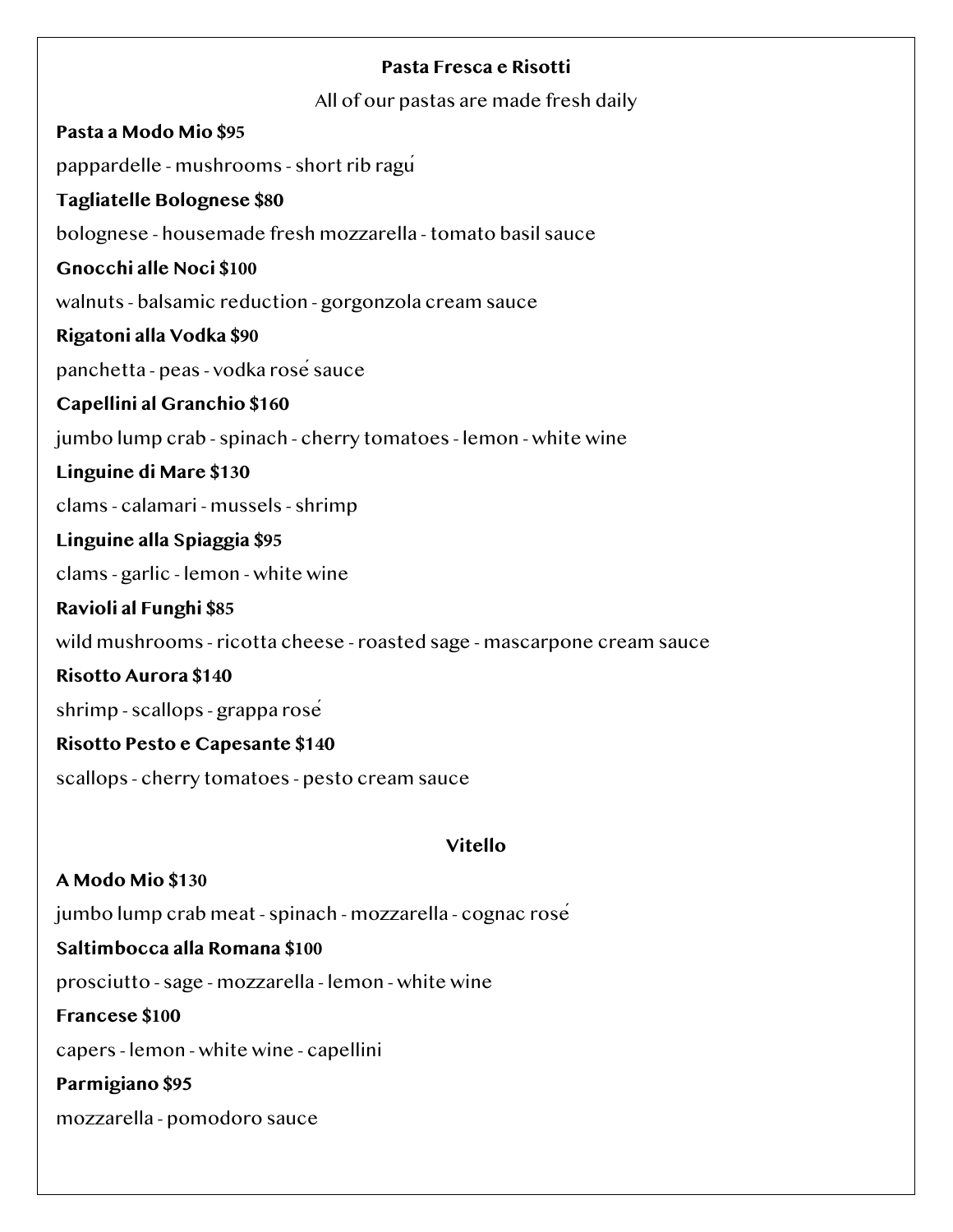## Pasta Fresca e Risotti

All of our pastas are made fresh daily

**Pasta a Modo Mio $95**

pappardelle - mushrooms - short rib ragú

**Tagliatelle Bolognese $80**

bolognese - housemade fresh mozzarella - tomato basil sauce

**Gnocchi alle Noci $100**

walnuts - balsamic reduction - gorgonzola cream sauce

**Rigatoni alla Vodka $90**

panchetta - peas - vodka rosé sauce

**Capellini al Granchio $160**

jumbo lump crab - spinach - cherry tomatoes - lemon - white wine

**Linguine di Mare $130**

clams - calamari - mussels - shrimp

**Linguine alla Spiaggia $95**

clams - garlic - lemon - white wine

**Ravioli al Funghi $85**

wild mushrooms - ricotta cheese - roasted sage - mascarpone cream sauce

**Risotto Aurora $140**

shrimp - scallops - grappa rosé

**Risotto Pesto e Capesante $140**

scallops - cherry tomatoes - pesto cream sauce

## Vitello

**A Modo Mio $130**

jumbo lump crab meat - spinach - mozzarella - cognac rosé

**Saltimbocca alla Romana $100**

prosciutto - sage - mozzarella - lemon - white wine

**Francese $100**

capers - lemon - white wine - capellini

**Parmigiano $95**

mozzarella - pomodoro sauce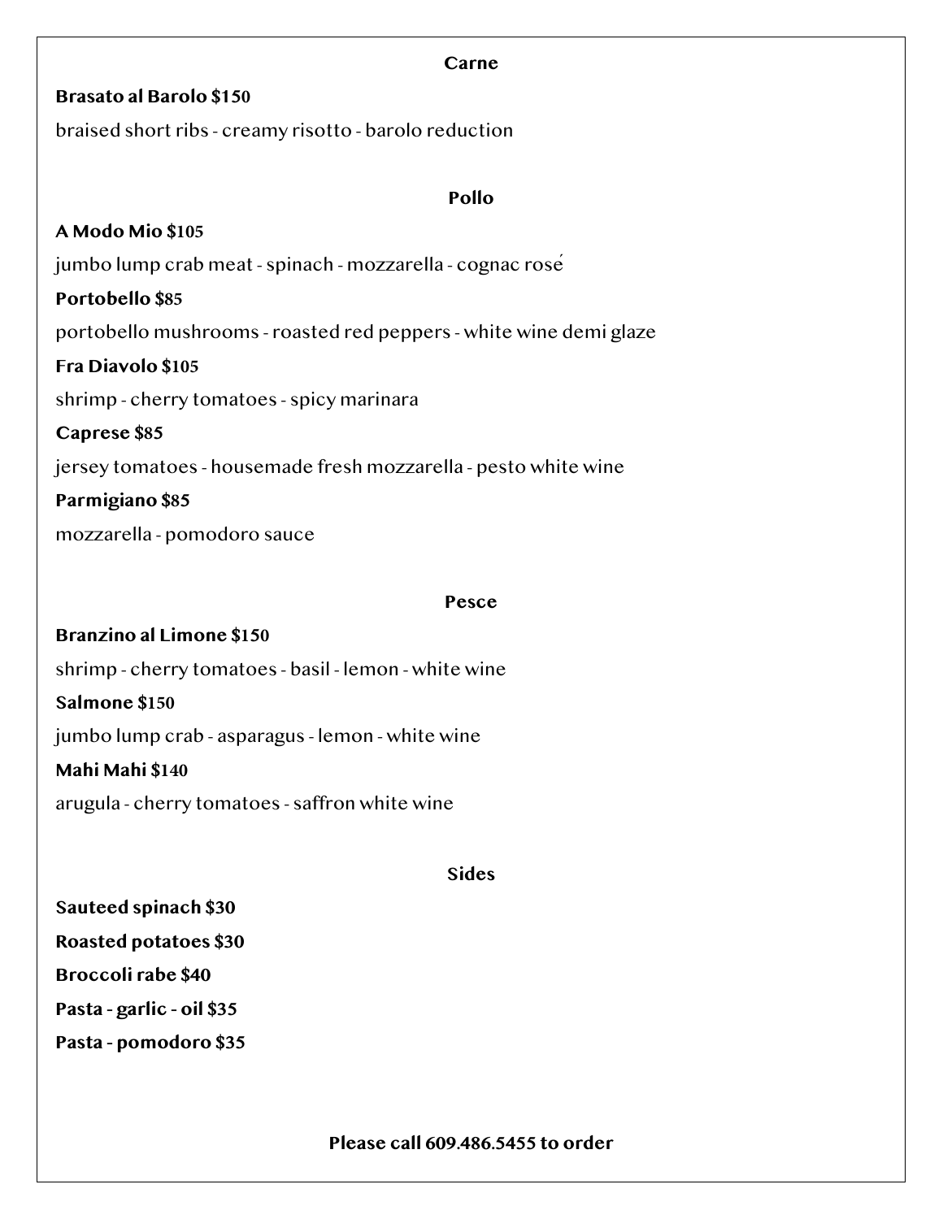## Carne

**Brasato al Barolo $150**

braised short ribs - creamy risotto - barolo reduction

## Pollo

**A Modo Mio $105**

jumbo lump crab meat - spinach - mozzarella - cognac rosé

**Portobello $85**

portobello mushrooms - roasted red peppers - white wine demi glaze

**Fra Diavolo $105**

shrimp - cherry tomatoes - spicy marinara

**Caprese $85**

jersey tomatoes - housemade fresh mozzarella - pesto white wine

**Parmigiano $85**

mozzarella - pomodoro sauce

## Pesce

**Branzino al Limone $150**

shrimp - cherry tomatoes - basil - lemon - white wine

**Salmone $150**

jumbo lump crab - asparagus - lemon - white wine

**Mahi Mahi $140**

arugula - cherry tomatoes - saffron white wine

## Sides

**Sauteed spinach $30**

**Roasted potatoes $30**

**Broccoli rabe $40**

**Pasta - garlic - oil $35**

**Pasta - pomodoro $35**

**Please call 609.486.5455 to order**